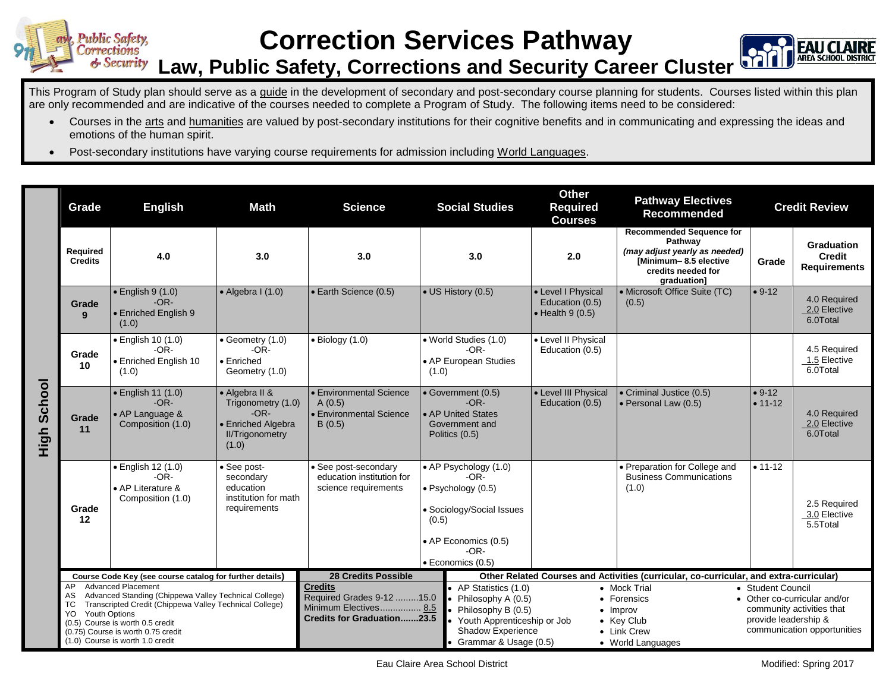# Correction Services Pathway

## Law, Public Safety, Corrections and Security Career Cluster

This Program of Study plan should serve as a guide in the development of secondary and post-secondary course planning for students. Courses listed within this plan are only recommended and are indicative of the courses needed to complete a Program of Study. The following items need to be considered:

- Courses in the arts and humanities are valued by post-secondary institutions for their cognitive benefits and in communicating and expressing the ideas and emotions of the human spirit.
- Post-secondary institutions have varying course requirements for admission including World Languages.

**High School**

| Grade | English | Math | Science | Social Studies | Other Required Courses | Pathway Electives Recommended | Credit Review | |
|---|---|---|---|---|---|---|---|---|
| Required Credits | 4.0 | 3.0 | 3.0 | 3.0 | 2.0 | Recommended Sequence for Pathway *(may adjust yearly as needed)* [Minimum– 8.5 elective credits needed for graduation] | Grade | Graduation Credit Requirements |
| Grade 9 | • English 9 (1.0) -OR- • Enriched English 9 (1.0) | • Algebra I (1.0) | • Earth Science (0.5) | • US History (0.5) | • Level I Physical Education (0.5) • Health 9 (0.5) | • Microsoft Office Suite (TC) (0.5) | • 9-12 | 4.0 Required 2.0 Elective 6.0Total |
| Grade 10 | • English 10 (1.0) -OR- • Enriched English 10 (1.0) | • Geometry (1.0) -OR- • Enriched Geometry (1.0) | • Biology (1.0) | • World Studies (1.0) -OR- • AP European Studies (1.0) | • Level II Physical Education (0.5) | | | 4.5 Required 1.5 Elective 6.0Total |
| Grade 11 | • English 11 (1.0) -OR- • AP Language & Composition (1.0) | • Algebra II & Trigonometry (1.0) -OR- • Enriched Algebra II/Trigonometry (1.0) | • Environmental Science A (0.5) • Environmental Science B (0.5) | • Government (0.5) -OR- • AP United States Government and Politics (0.5) | • Level III Physical Education (0.5) | • Criminal Justice (0.5) • Personal Law (0.5) | • 9-12 • 11-12 | 4.0 Required 2.0 Elective 6.0Total |
| Grade 12 | • English 12 (1.0) -OR- • AP Literature & Composition (1.0) | • See post-secondary education institution for math requirements | • See post-secondary education institution for science requirements | • AP Psychology (1.0) -OR- • Psychology (0.5) • Sociology/Social Issues (0.5) • AP Economics (0.5) -OR- • Economics (0.5) | | • Preparation for College and Business Communications (1.0) | • 11-12 | 2.5 Required 3.0 Elective 5.5Total |

**Course Code Key (see course catalog for further details)**

- AP Advanced Placement
- AS Advanced Standing (Chippewa Valley Technical College)
- TC Transcripted Credit (Chippewa Valley Technical College)
- YO Youth Options
- (0.5) Course is worth 0.5 credit
- (0.75) Course is worth 0.75 credit
- (1.0) Course is worth 1.0 credit

**28 Credits Possible**

**Credits**
Required Grades 9-12 .........15.0
Minimum Electives................ 8.5
**Credits for Graduation.......23.5**

**Other Related Courses and Activities (curricular, co-curricular, and extra-curricular)**

- AP Statistics (1.0)
- Philosophy A (0.5)
- Philosophy B (0.5)
- Youth Apprenticeship or Job Shadow Experience
- Grammar & Usage (0.5)
- Mock Trial
- Forensics
- Improv
- Key Club
- Link Crew
- World Languages
- Student Council
- Other co-curricular and/or community activities that provide leadership & communication opportunities

Eau Claire Area School District

Modified: Spring 2017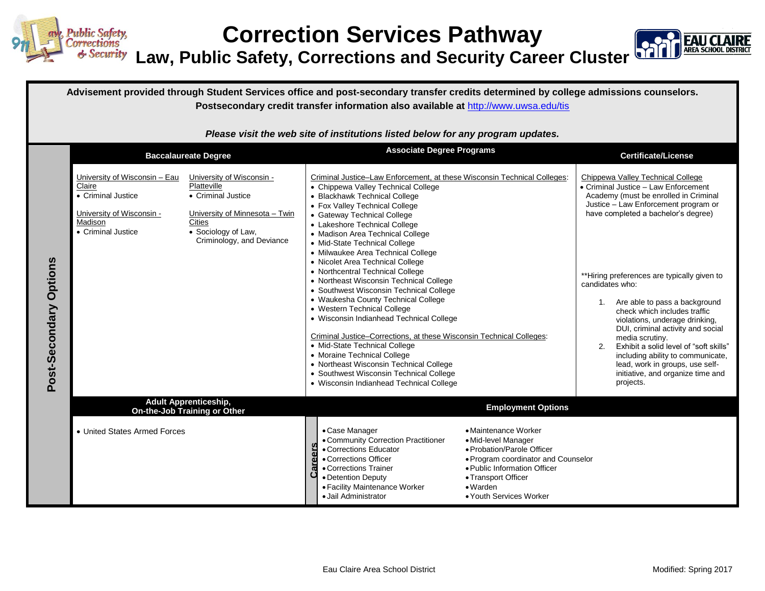# Correction Services Pathway

## Law, Public Safety, Corrections and Security Career Cluster

**Advisement provided through Student Services office and post-secondary transfer credits determined by college admissions counselors.**
**Postsecondary credit transfer information also available at** http://www.uwsa.edu/tis

***Please visit the web site of institutions listed below for any program updates.***

## Post-Secondary Options

### Baccalaureate Degree

University of Wisconsin – Eau Claire
- Criminal Justice

University of Wisconsin - Madison
- Criminal Justice

University of Wisconsin - Platteville
- Criminal Justice

University of Minnesota – Twin Cities
- Sociology of Law, Criminology, and Deviance

### Associate Degree Programs

Criminal Justice–Law Enforcement, at these Wisconsin Technical Colleges:
- Chippewa Valley Technical College
- Blackhawk Technical College
- Fox Valley Technical College
- Gateway Technical College
- Lakeshore Technical College
- Madison Area Technical College
- Mid-State Technical College
- Milwaukee Area Technical College
- Nicolet Area Technical College
- Northcentral Technical College
- Northeast Wisconsin Technical College
- Southwest Wisconsin Technical College
- Waukesha County Technical College
- Western Technical College
- Wisconsin Indianhead Technical College

Criminal Justice–Corrections, at these Wisconsin Technical Colleges:
- Mid-State Technical College
- Moraine Technical College
- Northeast Wisconsin Technical College
- Southwest Wisconsin Technical College
- Wisconsin Indianhead Technical College

### Certificate/License

Chippewa Valley Technical College
- Criminal Justice – Law Enforcement Academy (must be enrolled in Criminal Justice – Law Enforcement program or have completed a bachelor's degree)

**Hiring preferences are typically given to candidates who:

1. Are able to pass a background check which includes traffic violations, underage drinking, DUI, criminal activity and social media scrutiny.
2. Exhibit a solid level of "soft skills" including ability to communicate, lead, work in groups, use self-initiative, and organize time and projects.

### Adult Apprenticeship, On-the-Job Training or Other

- United States Armed Forces

### Employment Options

**Careers**

- Case Manager
- Community Correction Practitioner
- Corrections Educator
- Corrections Officer
- Corrections Trainer
- Detention Deputy
- Facility Maintenance Worker
- Jail Administrator
- Maintenance Worker
- Mid-level Manager
- Probation/Parole Officer
- Program coordinator and Counselor
- Public Information Officer
- Transport Officer
- Warden
- Youth Services Worker

Eau Claire Area School District

Modified: Spring 2017